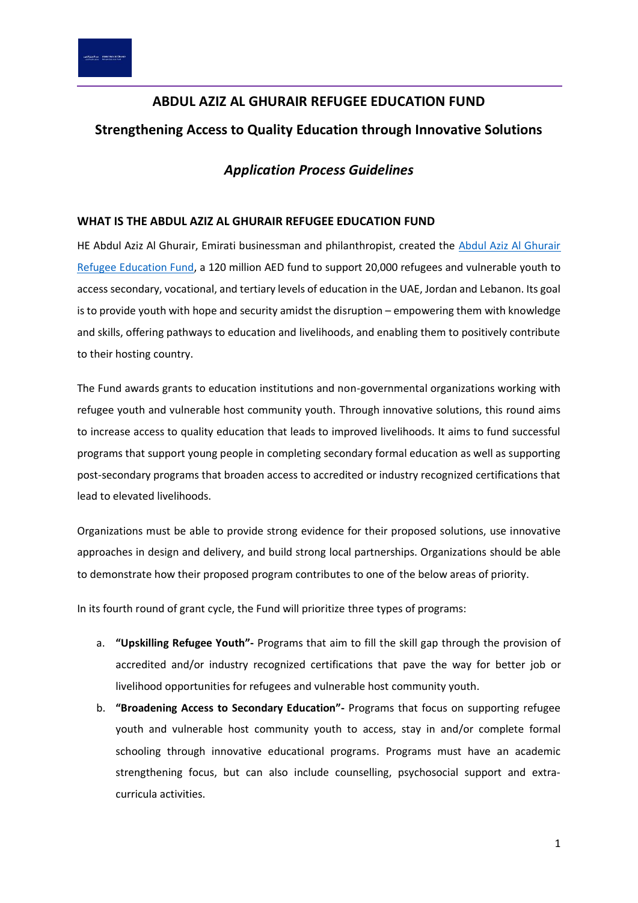# ABDUL AZIZ AL GHURAIR REFUGEE EDUCATION FUND

## Strengthening Access to Quality Education through Innovative Solutions

### *Application Process Guidelines*

#### WHAT IS THE ABDUL AZIZ AL GHURAIR REFUGEE EDUCATION FUND

HE Abdul Aziz Al Ghurair, Emirati businessman and philanthropist, created the [Abdul Aziz Al Ghurair Refugee Education Fund](), a 120 million AED fund to support 20,000 refugees and vulnerable youth to access secondary, vocational, and tertiary levels of education in the UAE, Jordan and Lebanon. Its goal is to provide youth with hope and security amidst the disruption – empowering them with knowledge and skills, offering pathways to education and livelihoods, and enabling them to positively contribute to their hosting country.

The Fund awards grants to education institutions and non-governmental organizations working with refugee youth and vulnerable host community youth. Through innovative solutions, this round aims to increase access to quality education that leads to improved livelihoods. It aims to fund successful programs that support young people in completing secondary formal education as well as supporting post-secondary programs that broaden access to accredited or industry recognized certifications that lead to elevated livelihoods.

Organizations must be able to provide strong evidence for their proposed solutions, use innovative approaches in design and delivery, and build strong local partnerships. Organizations should be able to demonstrate how their proposed program contributes to one of the below areas of priority.

In its fourth round of grant cycle, the Fund will prioritize three types of programs:

a. **"Upskilling Refugee Youth"-** Programs that aim to fill the skill gap through the provision of accredited and/or industry recognized certifications that pave the way for better job or livelihood opportunities for refugees and vulnerable host community youth.
b. **"Broadening Access to Secondary Education"-** Programs that focus on supporting refugee youth and vulnerable host community youth to access, stay in and/or complete formal schooling through innovative educational programs. Programs must have an academic strengthening focus, but can also include counselling, psychosocial support and extra-curricula activities.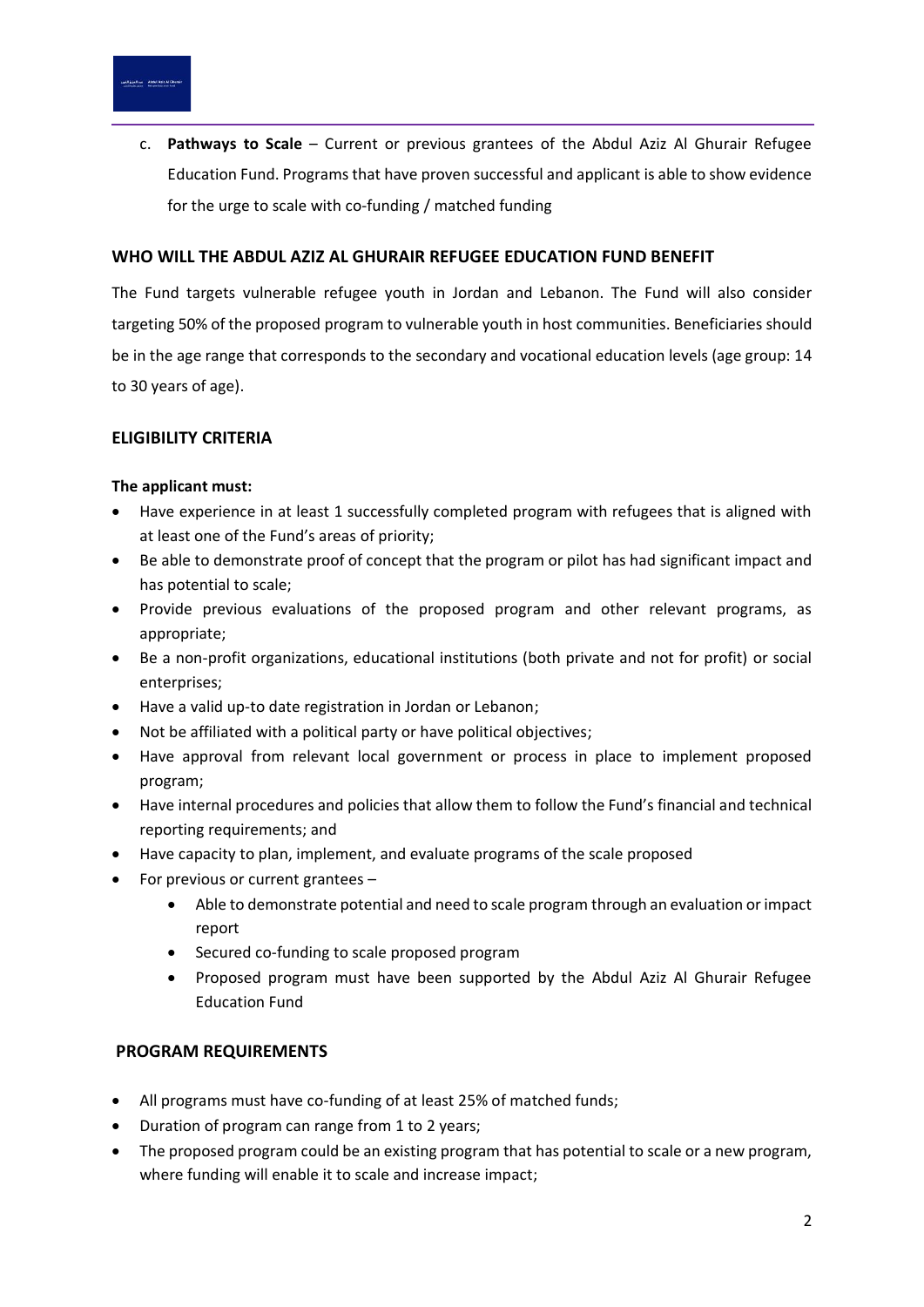c. **Pathways to Scale** – Current or previous grantees of the Abdul Aziz Al Ghurair Refugee Education Fund. Programs that have proven successful and applicant is able to show evidence for the urge to scale with co-funding / matched funding

## WHO WILL THE ABDUL AZIZ AL GHURAIR REFUGEE EDUCATION FUND BENEFIT

The Fund targets vulnerable refugee youth in Jordan and Lebanon. The Fund will also consider targeting 50% of the proposed program to vulnerable youth in host communities. Beneficiaries should be in the age range that corresponds to the secondary and vocational education levels (age group: 14 to 30 years of age).

## ELIGIBILITY CRITERIA

**The applicant must:**

- Have experience in at least 1 successfully completed program with refugees that is aligned with at least one of the Fund's areas of priority;
- Be able to demonstrate proof of concept that the program or pilot has had significant impact and has potential to scale;
- Provide previous evaluations of the proposed program and other relevant programs, as appropriate;
- Be a non-profit organizations, educational institutions (both private and not for profit) or social enterprises;
- Have a valid up-to date registration in Jordan or Lebanon;
- Not be affiliated with a political party or have political objectives;
- Have approval from relevant local government or process in place to implement proposed program;
- Have internal procedures and policies that allow them to follow the Fund's financial and technical reporting requirements; and
- Have capacity to plan, implement, and evaluate programs of the scale proposed
- For previous or current grantees –
  - Able to demonstrate potential and need to scale program through an evaluation or impact report
  - Secured co-funding to scale proposed program
  - Proposed program must have been supported by the Abdul Aziz Al Ghurair Refugee Education Fund

## PROGRAM REQUIREMENTS

- All programs must have co-funding of at least 25% of matched funds;
- Duration of program can range from 1 to 2 years;
- The proposed program could be an existing program that has potential to scale or a new program, where funding will enable it to scale and increase impact;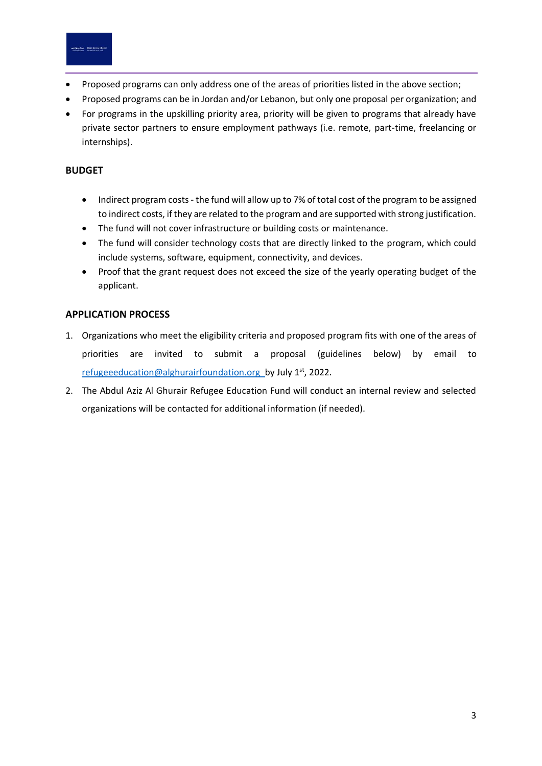- Proposed programs can only address one of the areas of priorities listed in the above section;
- Proposed programs can be in Jordan and/or Lebanon, but only one proposal per organization; and
- For programs in the upskilling priority area, priority will be given to programs that already have private sector partners to ensure employment pathways (i.e. remote, part-time, freelancing or internships).

**BUDGET**

- Indirect program costs - the fund will allow up to 7% of total cost of the program to be assigned to indirect costs, if they are related to the program and are supported with strong justification.
- The fund will not cover infrastructure or building costs or maintenance.
- The fund will consider technology costs that are directly linked to the program, which could include systems, software, equipment, connectivity, and devices.
- Proof that the grant request does not exceed the size of the yearly operating budget of the applicant.

**APPLICATION PROCESS**

1. Organizations who meet the eligibility criteria and proposed program fits with one of the areas of priorities are invited to submit a proposal (guidelines below) by email to refugeeeducation@alghurairfoundation.org by July 1st, 2022.
2. The Abdul Aziz Al Ghurair Refugee Education Fund will conduct an internal review and selected organizations will be contacted for additional information (if needed).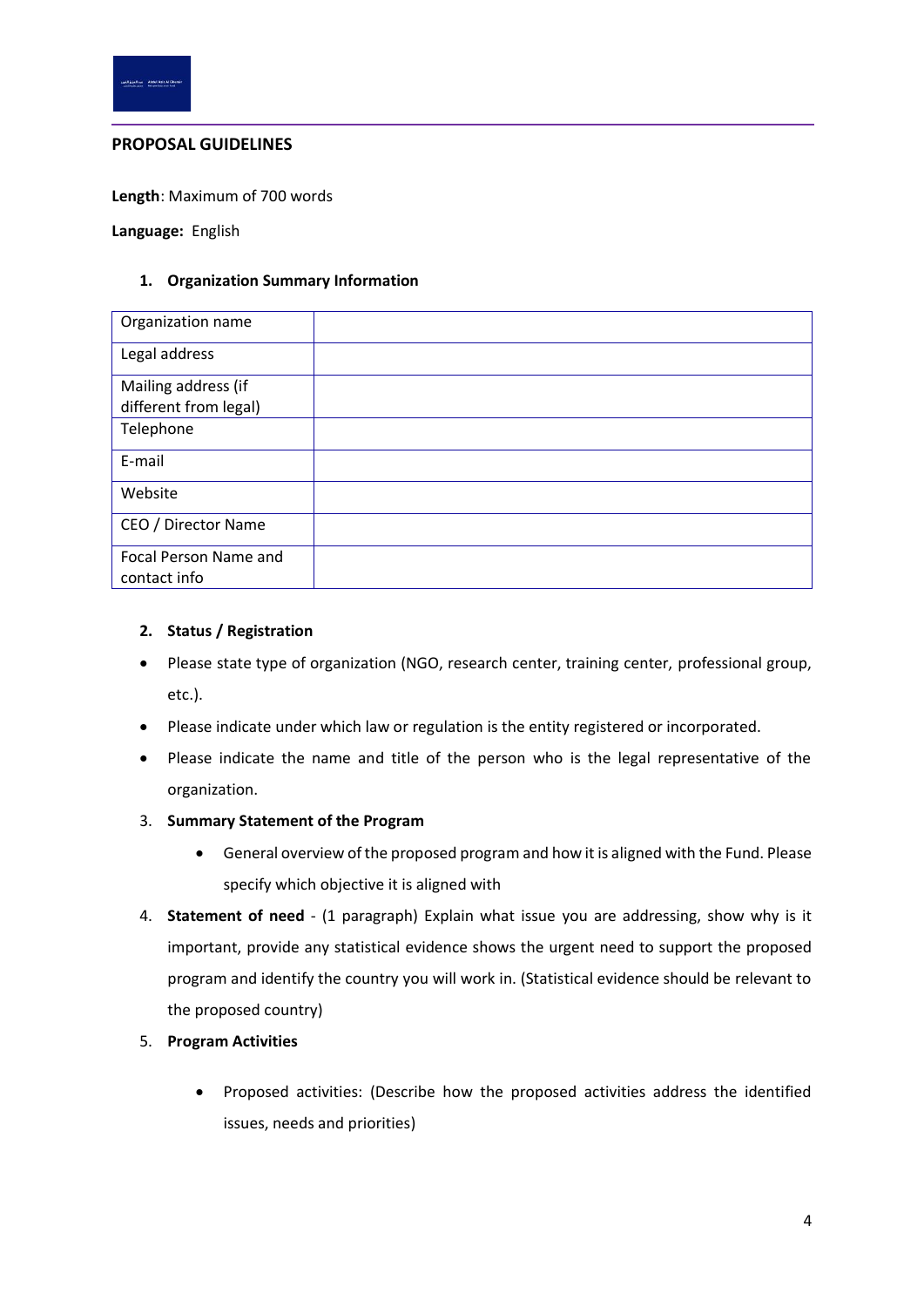## PROPOSAL GUIDELINES

**Length**: Maximum of 700 words

**Language:** English

### 1. Organization Summary Information

| Organization name | |
|---|---|
| Legal address | |
| Mailing address (if different from legal) | |
| Telephone | |
| E-mail | |
| Website | |
| CEO / Director Name | |
| Focal Person Name and contact info | |

### 2. Status / Registration

- Please state type of organization (NGO, research center, training center, professional group, etc.).
- Please indicate under which law or regulation is the entity registered or incorporated.
- Please indicate the name and title of the person who is the legal representative of the organization.

3. **Summary Statement of the Program**
    - General overview of the proposed program and how it is aligned with the Fund. Please specify which objective it is aligned with
4. **Statement of need** - (1 paragraph) Explain what issue you are addressing, show why is it important, provide any statistical evidence shows the urgent need to support the proposed program and identify the country you will work in. (Statistical evidence should be relevant to the proposed country)
5. **Program Activities**
    - Proposed activities: (Describe how the proposed activities address the identified issues, needs and priorities)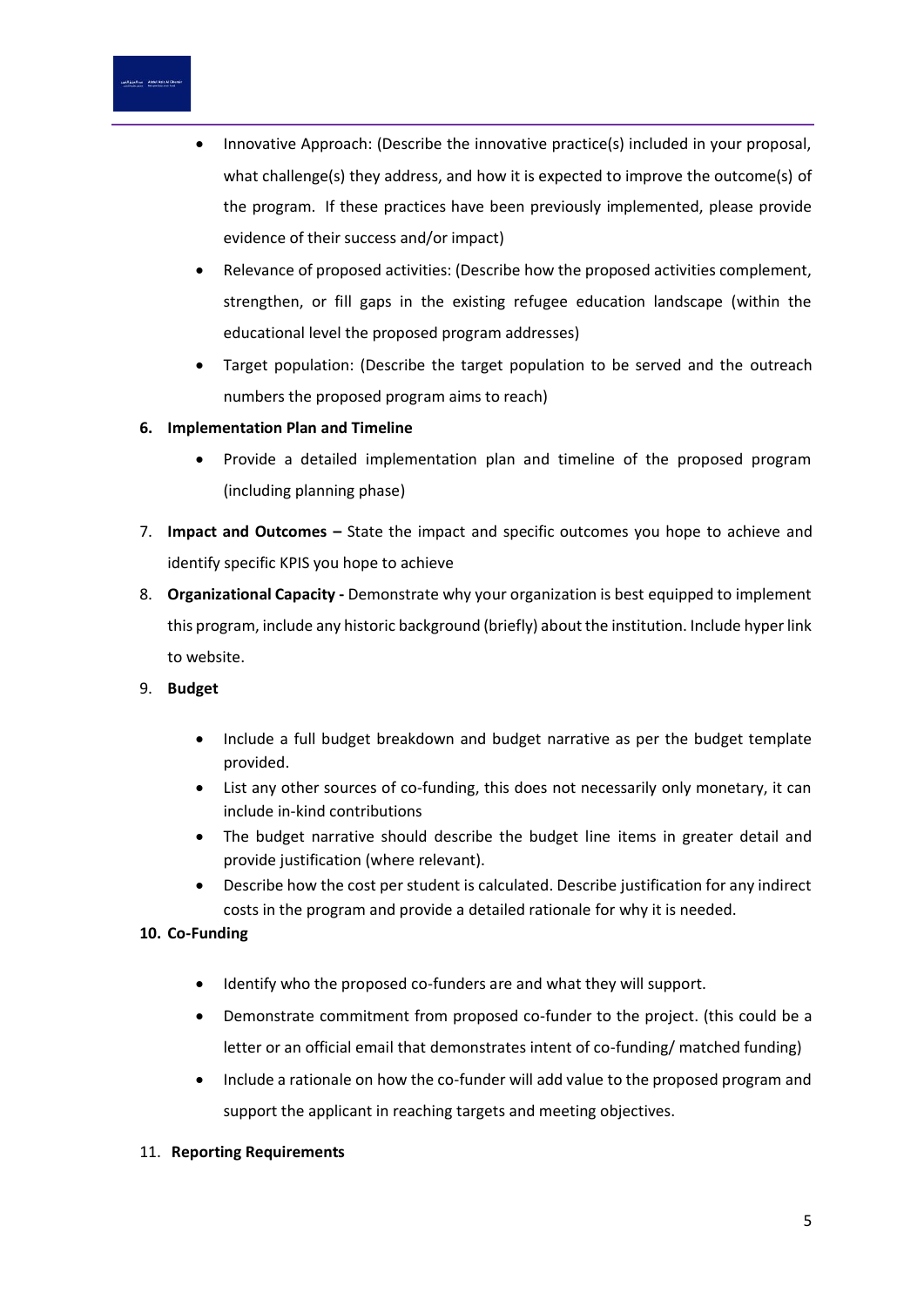- Innovative Approach: (Describe the innovative practice(s) included in your proposal, what challenge(s) they address, and how it is expected to improve the outcome(s) of the program. If these practices have been previously implemented, please provide evidence of their success and/or impact)
- Relevance of proposed activities: (Describe how the proposed activities complement, strengthen, or fill gaps in the existing refugee education landscape (within the educational level the proposed program addresses)
- Target population: (Describe the target population to be served and the outreach numbers the proposed program aims to reach)

6. **Implementation Plan and Timeline**
   - Provide a detailed implementation plan and timeline of the proposed program (including planning phase)

7. **Impact and Outcomes –** State the impact and specific outcomes you hope to achieve and identify specific KPIS you hope to achieve

8. **Organizational Capacity -** Demonstrate why your organization is best equipped to implement this program, include any historic background (briefly) about the institution. Include hyper link to website.

9. **Budget**
   - Include a full budget breakdown and budget narrative as per the budget template provided.
   - List any other sources of co-funding, this does not necessarily only monetary, it can include in-kind contributions
   - The budget narrative should describe the budget line items in greater detail and provide justification (where relevant).
   - Describe how the cost per student is calculated. Describe justification for any indirect costs in the program and provide a detailed rationale for why it is needed.

10. **Co-Funding**
    - Identify who the proposed co-funders are and what they will support.
    - Demonstrate commitment from proposed co-funder to the project. (this could be a letter or an official email that demonstrates intent of co-funding/ matched funding)
    - Include a rationale on how the co-funder will add value to the proposed program and support the applicant in reaching targets and meeting objectives.

11. **Reporting Requirements**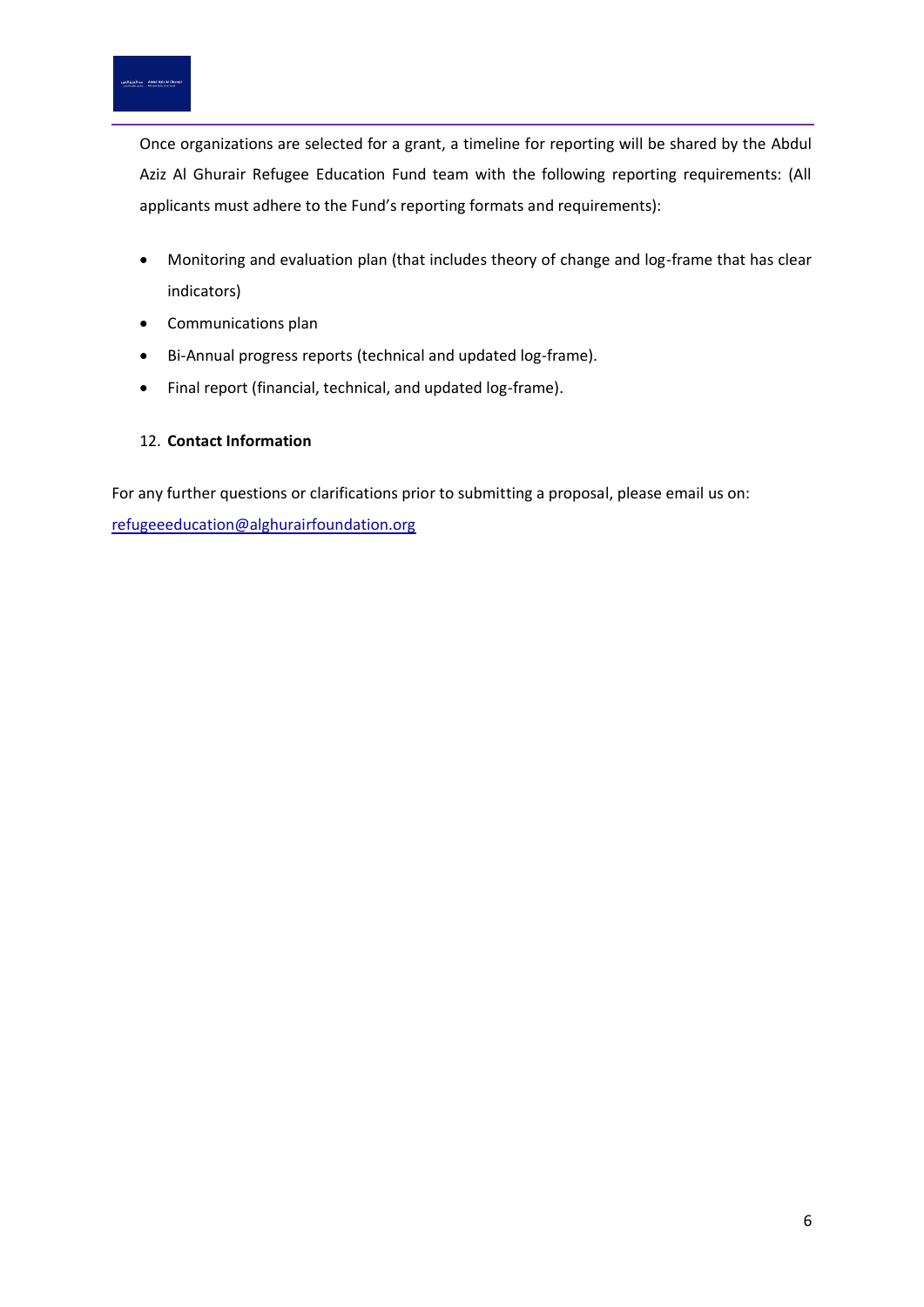Once organizations are selected for a grant, a timeline for reporting will be shared by the Abdul Aziz Al Ghurair Refugee Education Fund team with the following reporting requirements: (All applicants must adhere to the Fund's reporting formats and requirements):

- Monitoring and evaluation plan (that includes theory of change and log-frame that has clear indicators)
- Communications plan
- Bi-Annual progress reports (technical and updated log-frame).
- Final report (financial, technical, and updated log-frame).

12. **Contact Information**

For any further questions or clarifications prior to submitting a proposal, please email us on: refugeeeducation@alghurairfoundation.org